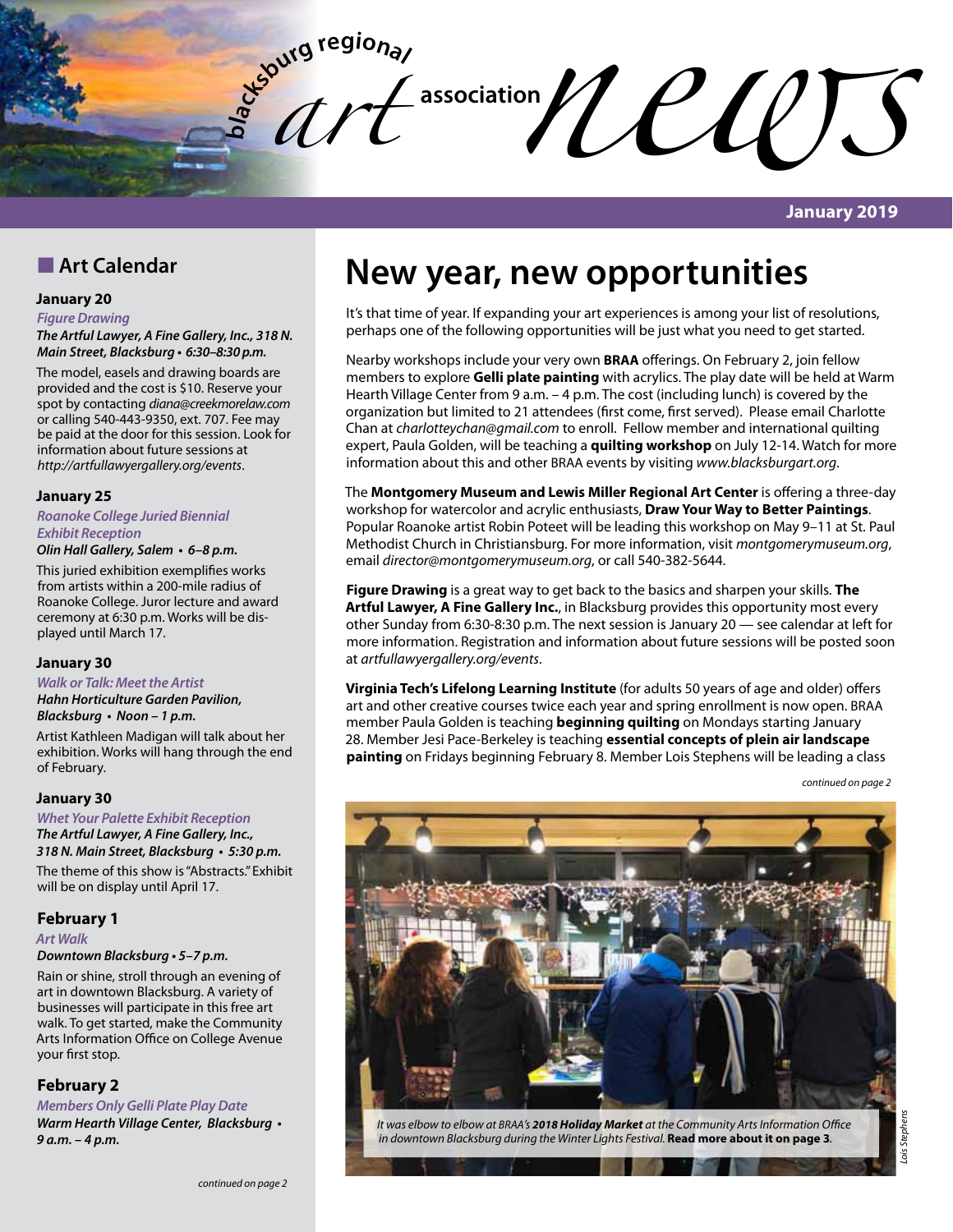# blacksburg regional art association news

**January 2019**

## Art Calendar

### January 20

*Figure Drawing*

***The Artful Lawyer, A Fine Gallery, Inc., 318 N. Main Street, Blacksburg • 6:30–8:30 p.m.***

The model, easels and drawing boards are provided and the cost is $10. Reserve your spot by contacting *diana@creekmorelaw.com* or calling 540-443-9350, ext. 707. Fee may be paid at the door for this session. Look for information about future sessions at *http://artfullawyergallery.org/events*.

### January 25

*Roanoke College Juried Biennial Exhibit Reception*

***Olin Hall Gallery, Salem • 6–8 p.m.***

This juried exhibition exemplifies works from artists within a 200-mile radius of Roanoke College. Juror lecture and award ceremony at 6:30 p.m. Works will be displayed until March 17.

### January 30

*Walk or Talk: Meet the Artist*

***Hahn Horticulture Garden Pavilion, Blacksburg • Noon – 1 p.m.***

Artist Kathleen Madigan will talk about her exhibition. Works will hang through the end of February.

### January 30

*Whet Your Palette Exhibit Reception*

***The Artful Lawyer, A Fine Gallery, Inc., 318 N. Main Street, Blacksburg • 5:30 p.m.***

The theme of this show is "Abstracts." Exhibit will be on display until April 17.

### February 1

*Art Walk*

***Downtown Blacksburg • 5–7 p.m.***

Rain or shine, stroll through an evening of art in downtown Blacksburg. A variety of businesses will participate in this free art walk. To get started, make the Community Arts Information Office on College Avenue your first stop.

### February 2

*Members Only Gelli Plate Play Date*

***Warm Hearth Village Center, Blacksburg • 9 a.m. – 4 p.m.***

*continued on page 2*

# New year, new opportunities

It's that time of year. If expanding your art experiences is among your list of resolutions, perhaps one of the following opportunities will be just what you need to get started.

Nearby workshops include your very own **BRAA** offerings. On February 2, join fellow members to explore **Gelli plate painting** with acrylics. The play date will be held at Warm Hearth Village Center from 9 a.m. – 4 p.m. The cost (including lunch) is covered by the organization but limited to 21 attendees (first come, first served). Please email Charlotte Chan at *charlotteychan@gmail.com* to enroll. Fellow member and international quilting expert, Paula Golden, will be teaching a **quilting workshop** on July 12-14. Watch for more information about this and other BRAA events by visiting *www.blacksburgart.org*.

The **Montgomery Museum and Lewis Miller Regional Art Center** is offering a three-day workshop for watercolor and acrylic enthusiasts, **Draw Your Way to Better Paintings**. Popular Roanoke artist Robin Poteet will be leading this workshop on May 9–11 at St. Paul Methodist Church in Christiansburg. For more information, visit *montgomerymuseum.org*, email *director@montgomerymuseum.org*, or call 540-382-5644.

**Figure Drawing** is a great way to get back to the basics and sharpen your skills. **The Artful Lawyer, A Fine Gallery Inc.**, in Blacksburg provides this opportunity most every other Sunday from 6:30-8:30 p.m. The next session is January 20 — see calendar at left for more information. Registration and information about future sessions will be posted soon at *artfullawyergallery.org/events*.

**Virginia Tech's Lifelong Learning Institute** (for adults 50 years of age and older) offers art and other creative courses twice each year and spring enrollment is now open. BRAA member Paula Golden is teaching **beginning quilting** on Mondays starting January 28. Member Jesi Pace-Berkeley is teaching **essential concepts of plein air landscape painting** on Fridays beginning February 8. Member Lois Stephens will be leading a class

*continued on page 2*

*It was elbow to elbow at BRAA's **2018 Holiday Market** at the Community Arts Information Office in downtown Blacksburg during the Winter Lights Festival.* **Read more about it on page 3.**

*Lois Stephens*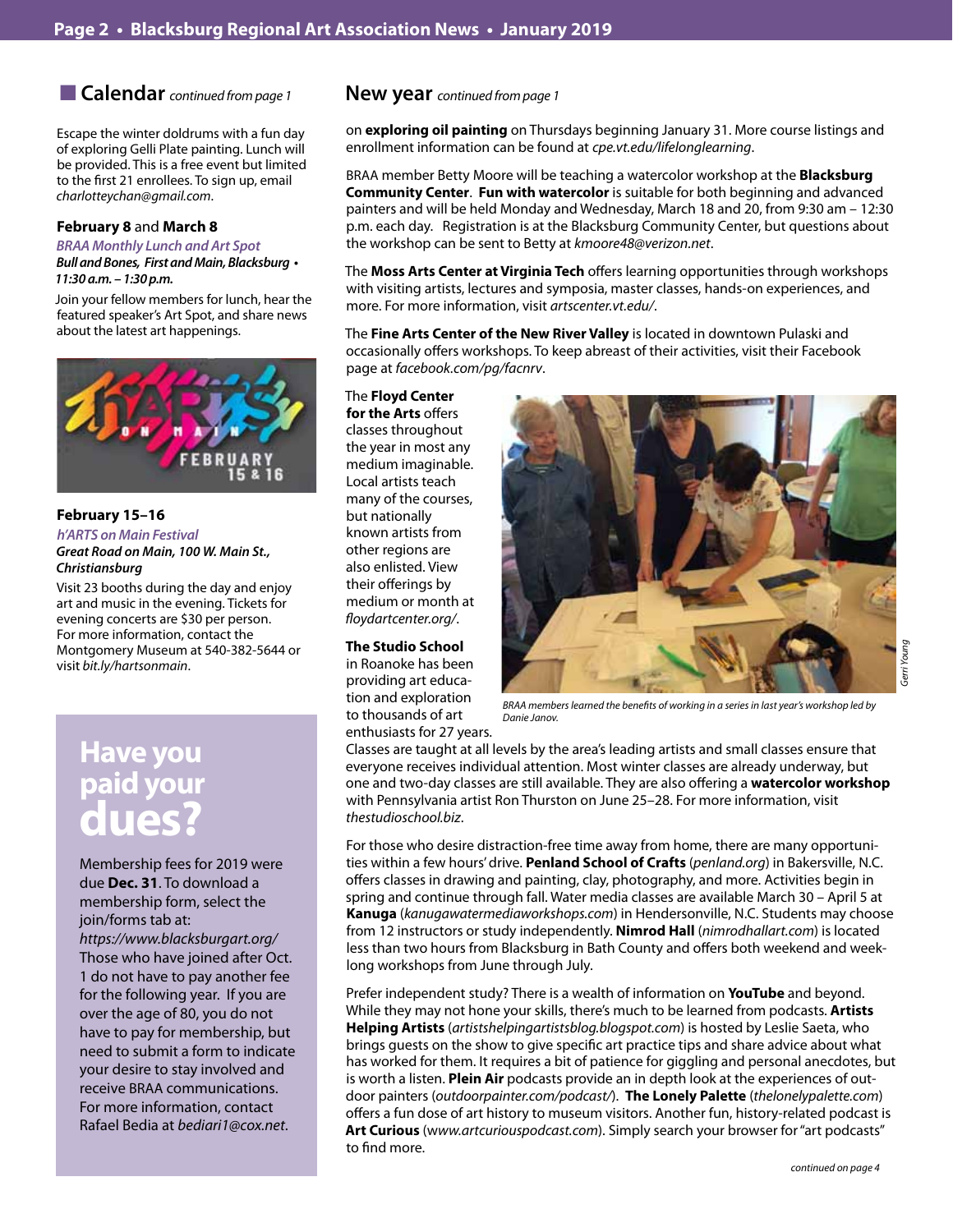## Calendar *continued from page 1*

Escape the winter doldrums with a fun day of exploring Gelli Plate painting. Lunch will be provided. This is a free event but limited to the first 21 enrollees. To sign up, email *charlotteychan@gmail.com*.

**February 8** and **March 8**

***BRAA Monthly Lunch and Art Spot***

***Bull and Bones, First and Main, Blacksburg • 11:30 a.m. – 1:30 p.m.***

Join your fellow members for lunch, hear the featured speaker's Art Spot, and share news about the latest art happenings.

**February 15–16**

***h'ARTS on Main Festival***

***Great Road on Main, 100 W. Main St., Christiansburg***

Visit 23 booths during the day and enjoy art and music in the evening. Tickets for evening concerts are $30 per person. For more information, contact the Montgomery Museum at 540-382-5644 or visit *bit.ly/hartsonmain*.

## Have you paid your dues?

Membership fees for 2019 were due **Dec. 31**. To download a membership form, select the join/forms tab at: *https://www.blacksburgart.org/* Those who have joined after Oct. 1 do not have to pay another fee for the following year. If you are over the age of 80, you do not have to pay for membership, but need to submit a form to indicate your desire to stay involved and receive BRAA communications. For more information, contact Rafael Bedia at *bediari1@cox.net*.

## New year *continued from page 1*

on **exploring oil painting** on Thursdays beginning January 31. More course listings and enrollment information can be found at *cpe.vt.edu/lifelonglearning*.

BRAA member Betty Moore will be teaching a watercolor workshop at the **Blacksburg Community Center**. **Fun with watercolor** is suitable for both beginning and advanced painters and will be held Monday and Wednesday, March 18 and 20, from 9:30 am – 12:30 p.m. each day. Registration is at the Blacksburg Community Center, but questions about the workshop can be sent to Betty at *kmoore48@verizon.net*.

The **Moss Arts Center at Virginia Tech** offers learning opportunities through workshops with visiting artists, lectures and symposia, master classes, hands-on experiences, and more. For more information, visit *artscenter.vt.edu/*.

The **Fine Arts Center of the New River Valley** is located in downtown Pulaski and occasionally offers workshops. To keep abreast of their activities, visit their Facebook page at *facebook.com/pg/facnrv*.

The **Floyd Center for the Arts** offers classes throughout the year in most any medium imaginable. Local artists teach many of the courses, but nationally known artists from other regions are also enlisted. View their offerings by medium or month at *floydartcenter.org/*.

*BRAA members learned the benefits of working in a series in last year's workshop led by Danie Janov.*

*Gerri Young*

**The Studio School** in Roanoke has been providing art education and exploration to thousands of art enthusiasts for 27 years. Classes are taught at all levels by the area's leading artists and small classes ensure that everyone receives individual attention. Most winter classes are already underway, but one and two-day classes are still available. They are also offering a **watercolor workshop** with Pennsylvania artist Ron Thurston on June 25–28. For more information, visit *thestudioschool.biz*.

For those who desire distraction-free time away from home, there are many opportunities within a few hours' drive. **Penland School of Crafts** (*penland.org*) in Bakersville, N.C. offers classes in drawing and painting, clay, photography, and more. Activities begin in spring and continue through fall. Water media classes are available March 30 – April 5 at **Kanuga** (*kanugawatermediaworkshops.com*) in Hendersonville, N.C. Students may choose from 12 instructors or study independently. **Nimrod Hall** (*nimrodhallart.com*) is located less than two hours from Blacksburg in Bath County and offers both weekend and week-long workshops from June through July.

Prefer independent study? There is a wealth of information on **YouTube** and beyond. While they may not hone your skills, there's much to be learned from podcasts. **Artists Helping Artists** (*artistshelpingartistsblog.blogspot.com*) is hosted by Leslie Saeta, who brings guests on the show to give specific art practice tips and share advice about what has worked for them. It requires a bit of patience for giggling and personal anecdotes, but is worth a listen. **Plein Air** podcasts provide an in depth look at the experiences of outdoor painters (*outdoorpainter.com/podcast/*). **The Lonely Palette** (*thelonelypalette.com*) offers a fun dose of art history to museum visitors. Another fun, history-related podcast is **Art Curious** (*www.artcuriouspodcast.com*). Simply search your browser for "art podcasts" to find more.

*continued on page 4*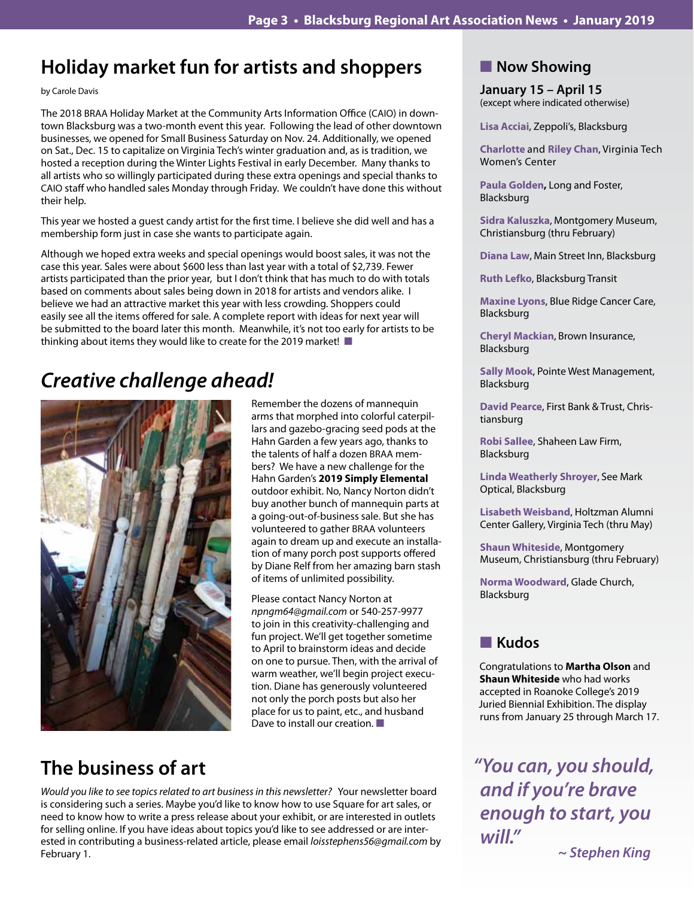## Holiday market fun for artists and shoppers

by Carole Davis

The 2018 BRAA Holiday Market at the Community Arts Information Office (CAIO) in downtown Blacksburg was a two-month event this year. Following the lead of other downtown businesses, we opened for Small Business Saturday on Nov. 24. Additionally, we opened on Sat., Dec. 15 to capitalize on Virginia Tech's winter graduation and, as is tradition, we hosted a reception during the Winter Lights Festival in early December. Many thanks to all artists who so willingly participated during these extra openings and special thanks to CAIO staff who handled sales Monday through Friday. We couldn't have done this without their help.

This year we hosted a guest candy artist for the first time. I believe she did well and has a membership form just in case she wants to participate again.

Although we hoped extra weeks and special openings would boost sales, it was not the case this year. Sales were about $600 less than last year with a total of $2,739. Fewer artists participated than the prior year, but I don't think that has much to do with totals based on comments about sales being down in 2018 for artists and vendors alike. I believe we had an attractive market this year with less crowding. Shoppers could easily see all the items offered for sale. A complete report with ideas for next year will be submitted to the board later this month. Meanwhile, it's not too early for artists to be thinking about items they would like to create for the 2019 market! ■

## *Creative challenge ahead!*

Remember the dozens of mannequin arms that morphed into colorful caterpillars and gazebo-gracing seed pods at the Hahn Garden a few years ago, thanks to the talents of half a dozen BRAA members? We have a new challenge for the Hahn Garden's **2019 Simply Elemental** outdoor exhibit. No, Nancy Norton didn't buy another bunch of mannequin parts at a going-out-of-business sale. But she has volunteered to gather BRAA volunteers again to dream up and execute an installation of many porch post supports offered by Diane Relf from her amazing barn stash of items of unlimited possibility.

Please contact Nancy Norton at *npngm64@gmail.com* or 540-257-9977 to join in this creativity-challenging and fun project. We'll get together sometime to April to brainstorm ideas and decide on one to pursue. Then, with the arrival of warm weather, we'll begin project execution. Diane has generously volunteered not only the porch posts but also her place for us to paint, etc., and husband Dave to install our creation. ■

## The business of art

*Would you like to see topics related to art business in this newsletter?* Your newsletter board is considering such a series. Maybe you'd like to know how to use Square for art sales, or need to know how to write a press release about your exhibit, or are interested in outlets for selling online. If you have ideas about topics you'd like to see addressed or are interested in contributing a business-related article, please email *loisstephens56@gmail.com* by February 1.

## ■ Now Showing

**January 15 – April 15**
(except where indicated otherwise)

**Lisa Acciai**, Zeppoli's, Blacksburg

**Charlotte** and **Riley Chan**, Virginia Tech Women's Center

**Paula Golden**, Long and Foster, Blacksburg

**Sidra Kaluszka**, Montgomery Museum, Christiansburg (thru February)

**Diana Law**, Main Street Inn, Blacksburg

**Ruth Lefko**, Blacksburg Transit

**Maxine Lyons**, Blue Ridge Cancer Care, Blacksburg

**Cheryl Mackian**, Brown Insurance, Blacksburg

**Sally Mook**, Pointe West Management, Blacksburg

**David Pearce**, First Bank & Trust, Christiansburg

**Robi Sallee**, Shaheen Law Firm, Blacksburg

**Linda Weatherly Shroyer**, See Mark Optical, Blacksburg

**Lisabeth Weisband**, Holtzman Alumni Center Gallery, Virginia Tech (thru May)

**Shaun Whiteside**, Montgomery Museum, Christiansburg (thru February)

**Norma Woodward**, Glade Church, Blacksburg

## ■ Kudos

Congratulations to **Martha Olson** and **Shaun Whiteside** who had works accepted in Roanoke College's 2019 Juried Biennial Exhibition. The display runs from January 25 through March 17.

***"You can, you should, and if you're brave enough to start, you will."***

***~ Stephen King***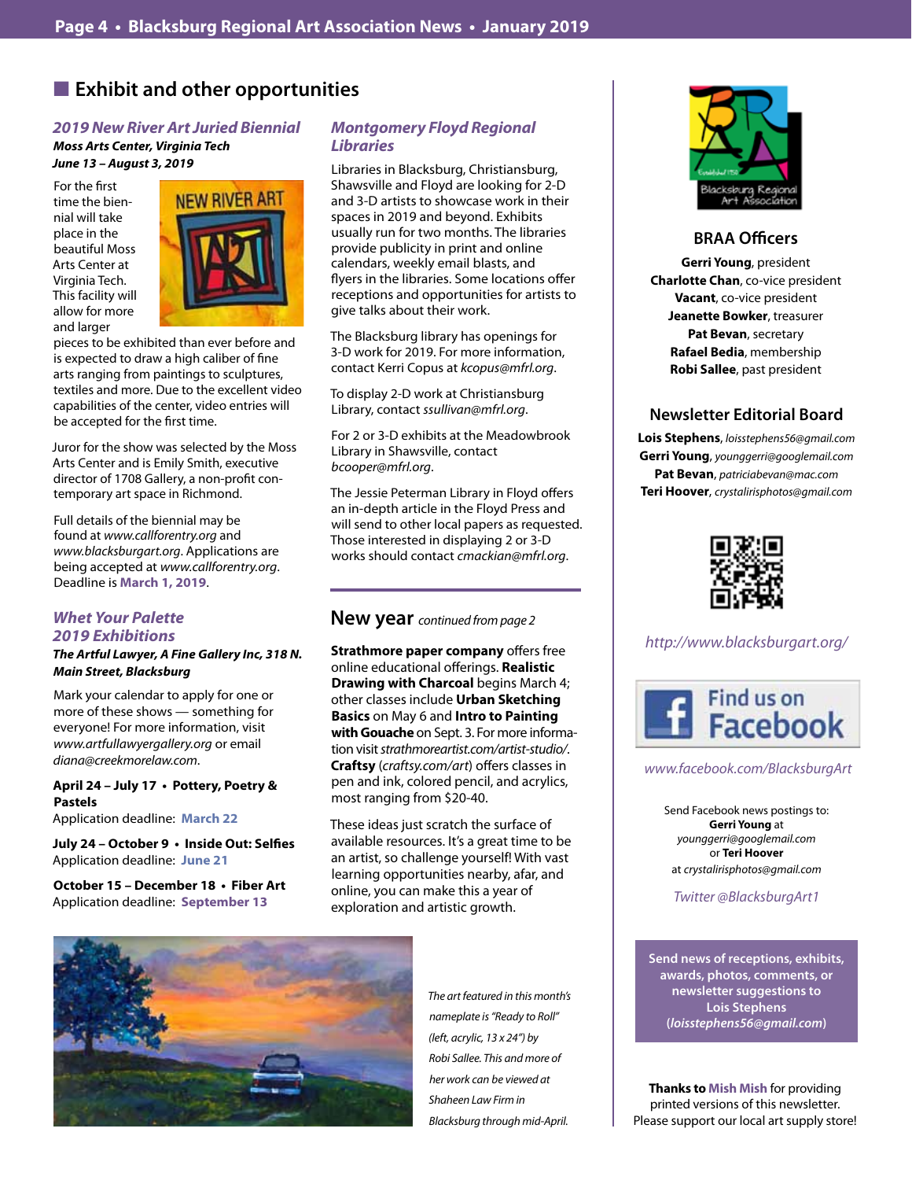## Exhibit and other opportunities

### *2019 New River Art Juried Biennial*

***Moss Arts Center, Virginia Tech***
***June 13 – August 3, 2019***

For the first time the biennial will take place in the beautiful Moss Arts Center at Virginia Tech. This facility will allow for more and larger pieces to be exhibited than ever before and is expected to draw a high caliber of fine arts ranging from paintings to sculptures, textiles and more. Due to the excellent video capabilities of the center, video entries will be accepted for the first time.

Juror for the show was selected by the Moss Arts Center and is Emily Smith, executive director of 1708 Gallery, a non-profit contemporary art space in Richmond.

Full details of the biennial may be found at *www.callforentry.org* and *www.blacksburgart.org*. Applications are being accepted at *www.callforentry.org*. Deadline is **March 1, 2019**.

### *Whet Your Palette 2019 Exhibitions*

***The Artful Lawyer, A Fine Gallery Inc, 318 N. Main Street, Blacksburg***

Mark your calendar to apply for one or more of these shows — something for everyone! For more information, visit *www.artfullawyergallery.org* or email *diana@creekmorelaw.com*.

**April 24 – July 17 • Pottery, Poetry & Pastels**
Application deadline: **March 22**

**July 24 – October 9 • Inside Out: Selfies**
Application deadline: **June 21**

**October 15 – December 18 • Fiber Art**
Application deadline: **September 13**

### *Montgomery Floyd Regional Libraries*

Libraries in Blacksburg, Christiansburg, Shawsville and Floyd are looking for 2-D and 3-D artists to showcase work in their spaces in 2019 and beyond. Exhibits usually run for two months. The libraries provide publicity in print and online calendars, weekly email blasts, and flyers in the libraries. Some locations offer receptions and opportunities for artists to give talks about their work.

The Blacksburg library has openings for 3-D work for 2019. For more information, contact Kerri Copus at *kcopus@mfrl.org*.

To display 2-D work at Christiansburg Library, contact *ssullivan@mfrl.org*.

For 2 or 3-D exhibits at the Meadowbrook Library in Shawsville, contact *bcooper@mfrl.org*.

The Jessie Peterman Library in Floyd offers an in-depth article in the Floyd Press and will send to other local papers as requested. Those interested in displaying 2 or 3-D works should contact *cmackian@mfrl.org*.

## New year *continued from page 2*

**Strathmore paper company** offers free online educational offerings. **Realistic Drawing with Charcoal** begins March 4; other classes include **Urban Sketching Basics** on May 6 and **Intro to Painting with Gouache** on Sept. 3. For more information visit *strathmoreartist.com/artist-studio/*. **Craftsy** (*craftsy.com/art*) offers classes in pen and ink, colored pencil, and acrylics, most ranging from $20-40.

These ideas just scratch the surface of available resources. It's a great time to be an artist, so challenge yourself! With vast learning opportunities nearby, afar, and online, you can make this a year of exploration and artistic growth.

*The art featured in this month's nameplate is "Ready to Roll" (left, acrylic, 13 x 24") by Robi Sallee. This and more of her work can be viewed at Shaheen Law Firm in Blacksburg through mid-April.*

Blacksburg Regional Art Association

### BRAA Officers

**Gerri Young**, president
**Charlotte Chan**, co-vice president
**Vacant**, co-vice president
**Jeanette Bowker**, treasurer
**Pat Bevan**, secretary
**Rafael Bedia**, membership
**Robi Sallee**, past president

### Newsletter Editorial Board

**Lois Stephens**, *loisstephens56@gmail.com*
**Gerri Young**, *younggerri@googlemail.com*
**Pat Bevan**, *patriciabevan@mac.com*
**Teri Hoover**, *crystalirisphotos@gmail.com*

*http://www.blacksburgart.org/*

Find us on Facebook

*www.facebook.com/BlacksburgArt*

Send Facebook news postings to: **Gerri Young** at *younggerri@googlemail.com* or **Teri Hoover** at *crystalirisphotos@gmail.com*

*Twitter @BlacksburgArt1*

**Send news of receptions, exhibits, awards, photos, comments, or newsletter suggestions to Lois Stephens (*loisstephens56@gmail.com*)**

**Thanks to** Mish Mish for providing printed versions of this newsletter. Please support our local art supply store!